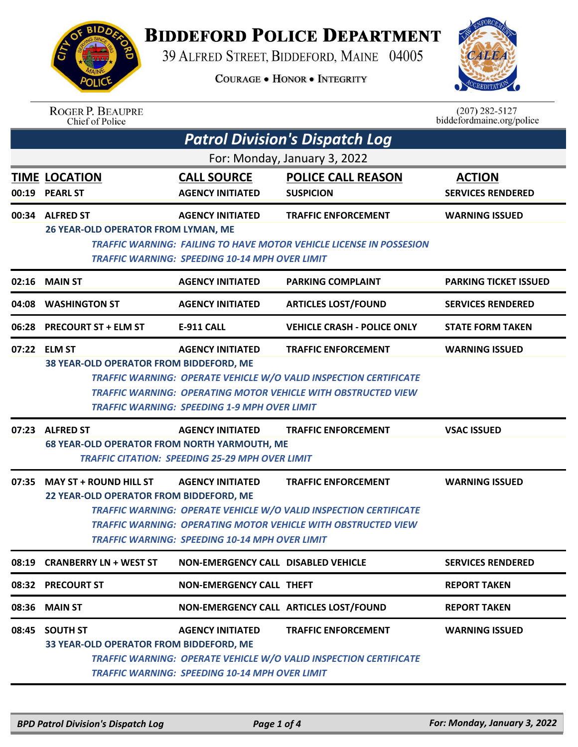# BIDDEFORD POLICE DEPARTMENT

39 ALFRED STREET, BIDDEFORD, MAINE 04005

COURAGE • HONOR • INTEGRITY

ROGER P. BEAUPRE
Chief of Police

(207) 282-5127
biddefordmaine.org/police

## Patrol Division's Dispatch Log

For: Monday, January 3, 2022

| TIME | LOCATION | CALL SOURCE | POLICE CALL REASON | ACTION |
|---|---|---|---|---|
| 00:19 | PEARL ST | AGENCY INITIATED | SUSPICION | SERVICES RENDERED |
| 00:34 | ALFRED ST | AGENCY INITIATED | TRAFFIC ENFORCEMENT | WARNING ISSUED |
| | 26 YEAR-OLD OPERATOR FROM LYMAN, ME<br>*TRAFFIC WARNING: FAILING TO HAVE MOTOR VEHICLE LICENSE IN POSSESION*<br>*TRAFFIC WARNING: SPEEDING 10-14 MPH OVER LIMIT* | | | |
| 02:16 | MAIN ST | AGENCY INITIATED | PARKING COMPLAINT | PARKING TICKET ISSUED |
| 04:08 | WASHINGTON ST | AGENCY INITIATED | ARTICLES LOST/FOUND | SERVICES RENDERED |
| 06:28 | PRECOURT ST + ELM ST | E-911 CALL | VEHICLE CRASH - POLICE ONLY | STATE FORM TAKEN |
| 07:22 | ELM ST | AGENCY INITIATED | TRAFFIC ENFORCEMENT | WARNING ISSUED |
| | 38 YEAR-OLD OPERATOR FROM BIDDEFORD, ME<br>*TRAFFIC WARNING: OPERATE VEHICLE W/O VALID INSPECTION CERTIFICATE*<br>*TRAFFIC WARNING: OPERATING MOTOR VEHICLE WITH OBSTRUCTED VIEW*<br>*TRAFFIC WARNING: SPEEDING 1-9 MPH OVER LIMIT* | | | |
| 07:23 | ALFRED ST | AGENCY INITIATED | TRAFFIC ENFORCEMENT | VSAC ISSUED |
| | 68 YEAR-OLD OPERATOR FROM NORTH YARMOUTH, ME<br>*TRAFFIC CITATION: SPEEDING 25-29 MPH OVER LIMIT* | | | |
| 07:35 | MAY ST + ROUND HILL ST | AGENCY INITIATED | TRAFFIC ENFORCEMENT | WARNING ISSUED |
| | 22 YEAR-OLD OPERATOR FROM BIDDEFORD, ME<br>*TRAFFIC WARNING: OPERATE VEHICLE W/O VALID INSPECTION CERTIFICATE*<br>*TRAFFIC WARNING: OPERATING MOTOR VEHICLE WITH OBSTRUCTED VIEW*<br>*TRAFFIC WARNING: SPEEDING 10-14 MPH OVER LIMIT* | | | |
| 08:19 | CRANBERRY LN + WEST ST | NON-EMERGENCY CALL | DISABLED VEHICLE | SERVICES RENDERED |
| 08:32 | PRECOURT ST | NON-EMERGENCY CALL | THEFT | REPORT TAKEN |
| 08:36 | MAIN ST | NON-EMERGENCY CALL | ARTICLES LOST/FOUND | REPORT TAKEN |
| 08:45 | SOUTH ST | AGENCY INITIATED | TRAFFIC ENFORCEMENT | WARNING ISSUED |
| | 33 YEAR-OLD OPERATOR FROM BIDDEFORD, ME<br>*TRAFFIC WARNING: OPERATE VEHICLE W/O VALID INSPECTION CERTIFICATE*<br>*TRAFFIC WARNING: SPEEDING 10-14 MPH OVER LIMIT* | | | |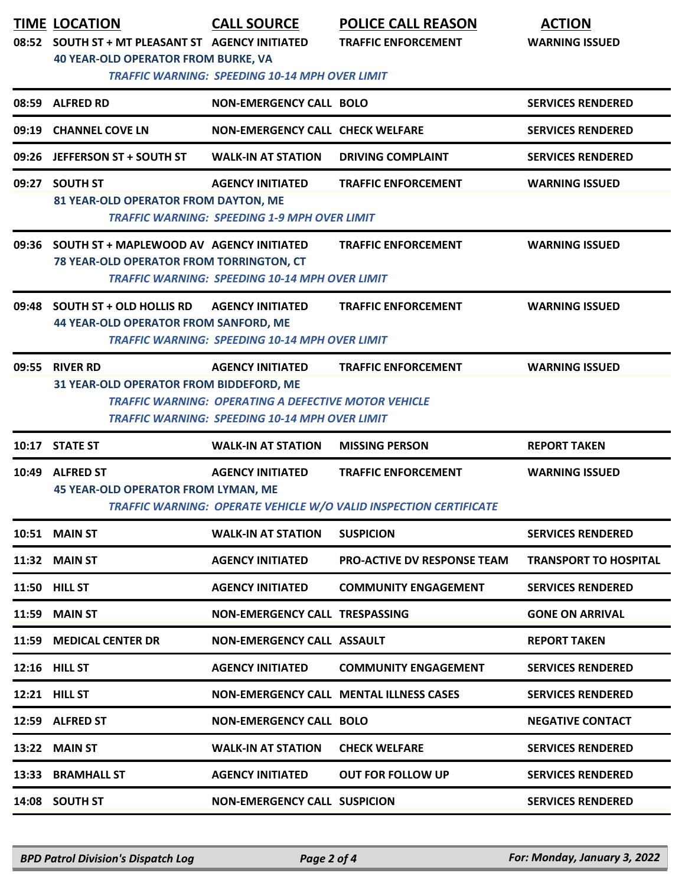| TIME | LOCATION | CALL SOURCE | POLICE CALL REASON | ACTION |
|---|---|---|---|---|
| 08:52 | SOUTH ST + MT PLEASANT ST | AGENCY INITIATED | TRAFFIC ENFORCEMENT | WARNING ISSUED |
| | 40 YEAR-OLD OPERATOR FROM BURKE, VA | | | |
| | | *TRAFFIC WARNING: SPEEDING 10-14 MPH OVER LIMIT* | | |
| 08:59 | ALFRED RD | NON-EMERGENCY CALL | BOLO | SERVICES RENDERED |
| 09:19 | CHANNEL COVE LN | NON-EMERGENCY CALL | CHECK WELFARE | SERVICES RENDERED |
| 09:26 | JEFFERSON ST + SOUTH ST | WALK-IN AT STATION | DRIVING COMPLAINT | SERVICES RENDERED |
| 09:27 | SOUTH ST | AGENCY INITIATED | TRAFFIC ENFORCEMENT | WARNING ISSUED |
| | 81 YEAR-OLD OPERATOR FROM DAYTON, ME | | | |
| | | *TRAFFIC WARNING: SPEEDING 1-9 MPH OVER LIMIT* | | |
| 09:36 | SOUTH ST + MAPLEWOOD AV | AGENCY INITIATED | TRAFFIC ENFORCEMENT | WARNING ISSUED |
| | 78 YEAR-OLD OPERATOR FROM TORRINGTON, CT | | | |
| | | *TRAFFIC WARNING: SPEEDING 10-14 MPH OVER LIMIT* | | |
| 09:48 | SOUTH ST + OLD HOLLIS RD | AGENCY INITIATED | TRAFFIC ENFORCEMENT | WARNING ISSUED |
| | 44 YEAR-OLD OPERATOR FROM SANFORD, ME | | | |
| | | *TRAFFIC WARNING: SPEEDING 10-14 MPH OVER LIMIT* | | |
| 09:55 | RIVER RD | AGENCY INITIATED | TRAFFIC ENFORCEMENT | WARNING ISSUED |
| | 31 YEAR-OLD OPERATOR FROM BIDDEFORD, ME | | | |
| | | *TRAFFIC WARNING: OPERATING A DEFECTIVE MOTOR VEHICLE* | | |
| | | *TRAFFIC WARNING: SPEEDING 10-14 MPH OVER LIMIT* | | |
| 10:17 | STATE ST | WALK-IN AT STATION | MISSING PERSON | REPORT TAKEN |
| 10:49 | ALFRED ST | AGENCY INITIATED | TRAFFIC ENFORCEMENT | WARNING ISSUED |
| | 45 YEAR-OLD OPERATOR FROM LYMAN, ME | | | |
| | | *TRAFFIC WARNING: OPERATE VEHICLE W/O VALID INSPECTION CERTIFICATE* | | |
| 10:51 | MAIN ST | WALK-IN AT STATION | SUSPICION | SERVICES RENDERED |
| 11:32 | MAIN ST | AGENCY INITIATED | PRO-ACTIVE DV RESPONSE TEAM | TRANSPORT TO HOSPITAL |
| 11:50 | HILL ST | AGENCY INITIATED | COMMUNITY ENGAGEMENT | SERVICES RENDERED |
| 11:59 | MAIN ST | NON-EMERGENCY CALL | TRESPASSING | GONE ON ARRIVAL |
| 11:59 | MEDICAL CENTER DR | NON-EMERGENCY CALL | ASSAULT | REPORT TAKEN |
| 12:16 | HILL ST | AGENCY INITIATED | COMMUNITY ENGAGEMENT | SERVICES RENDERED |
| 12:21 | HILL ST | NON-EMERGENCY CALL | MENTAL ILLNESS CASES | SERVICES RENDERED |
| 12:59 | ALFRED ST | NON-EMERGENCY CALL | BOLO | NEGATIVE CONTACT |
| 13:22 | MAIN ST | WALK-IN AT STATION | CHECK WELFARE | SERVICES RENDERED |
| 13:33 | BRAMHALL ST | AGENCY INITIATED | OUT FOR FOLLOW UP | SERVICES RENDERED |
| 14:08 | SOUTH ST | NON-EMERGENCY CALL | SUSPICION | SERVICES RENDERED |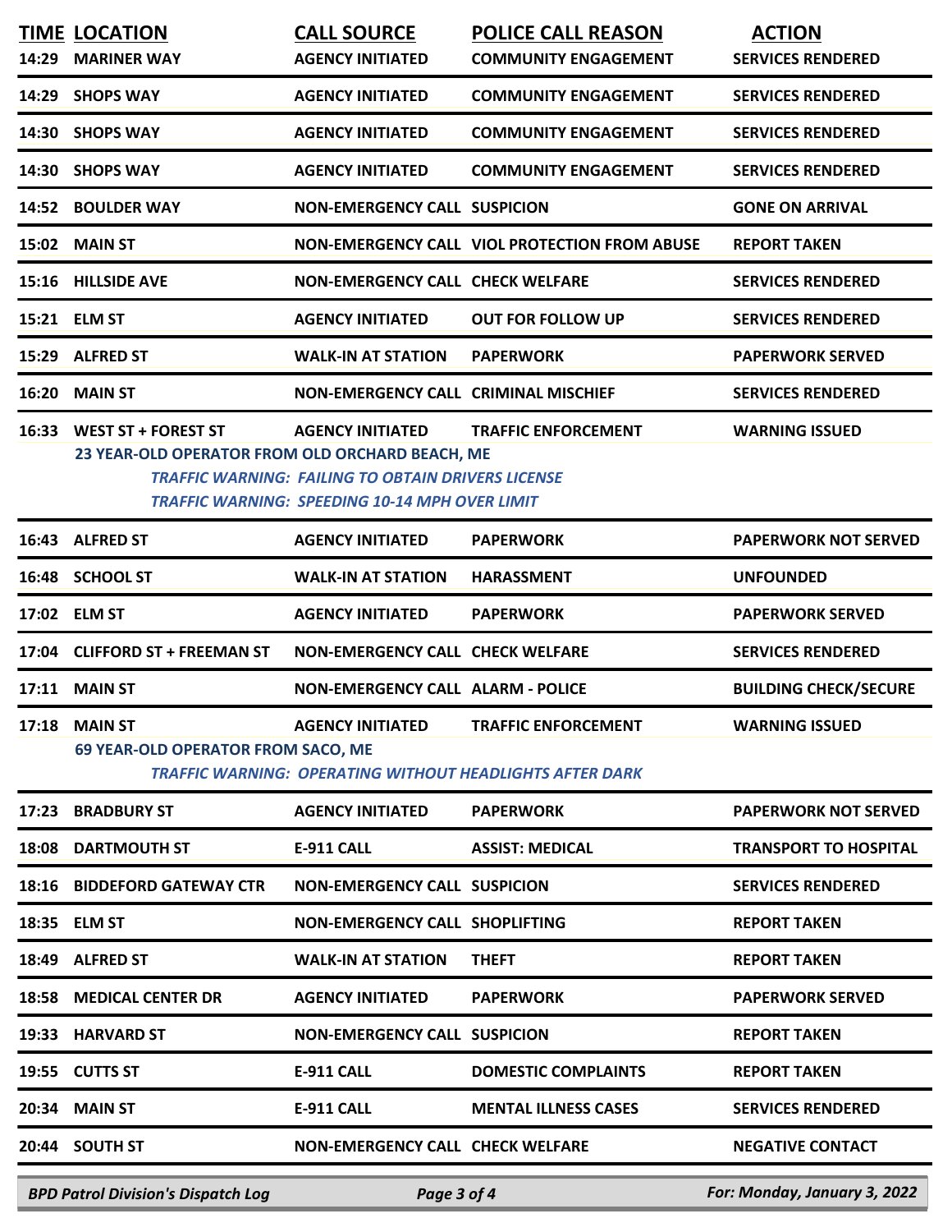| TIME | LOCATION | CALL SOURCE | POLICE CALL REASON | ACTION |
|---|---|---|---|---|
| 14:29 | MARINER WAY | AGENCY INITIATED | COMMUNITY ENGAGEMENT | SERVICES RENDERED |
| 14:29 | SHOPS WAY | AGENCY INITIATED | COMMUNITY ENGAGEMENT | SERVICES RENDERED |
| 14:30 | SHOPS WAY | AGENCY INITIATED | COMMUNITY ENGAGEMENT | SERVICES RENDERED |
| 14:30 | SHOPS WAY | AGENCY INITIATED | COMMUNITY ENGAGEMENT | SERVICES RENDERED |
| 14:52 | BOULDER WAY | NON-EMERGENCY CALL | SUSPICION | GONE ON ARRIVAL |
| 15:02 | MAIN ST | NON-EMERGENCY CALL | VIOL PROTECTION FROM ABUSE | REPORT TAKEN |
| 15:16 | HILLSIDE AVE | NON-EMERGENCY CALL | CHECK WELFARE | SERVICES RENDERED |
| 15:21 | ELM ST | AGENCY INITIATED | OUT FOR FOLLOW UP | SERVICES RENDERED |
| 15:29 | ALFRED ST | WALK-IN AT STATION | PAPERWORK | PAPERWORK SERVED |
| 16:20 | MAIN ST | NON-EMERGENCY CALL | CRIMINAL MISCHIEF | SERVICES RENDERED |
| 16:33 | WEST ST + FOREST ST | AGENCY INITIATED | TRAFFIC ENFORCEMENT | WARNING ISSUED |
| | 23 YEAR-OLD OPERATOR FROM OLD ORCHARD BEACH, ME<br>*TRAFFIC WARNING: FAILING TO OBTAIN DRIVERS LICENSE*<br>*TRAFFIC WARNING: SPEEDING 10-14 MPH OVER LIMIT* | | | |
| 16:43 | ALFRED ST | AGENCY INITIATED | PAPERWORK | PAPERWORK NOT SERVED |
| 16:48 | SCHOOL ST | WALK-IN AT STATION | HARASSMENT | UNFOUNDED |
| 17:02 | ELM ST | AGENCY INITIATED | PAPERWORK | PAPERWORK SERVED |
| 17:04 | CLIFFORD ST + FREEMAN ST | NON-EMERGENCY CALL | CHECK WELFARE | SERVICES RENDERED |
| 17:11 | MAIN ST | NON-EMERGENCY CALL | ALARM - POLICE | BUILDING CHECK/SECURE |
| 17:18 | MAIN ST | AGENCY INITIATED | TRAFFIC ENFORCEMENT | WARNING ISSUED |
| | 69 YEAR-OLD OPERATOR FROM SACO, ME<br>*TRAFFIC WARNING: OPERATING WITHOUT HEADLIGHTS AFTER DARK* | | | |
| 17:23 | BRADBURY ST | AGENCY INITIATED | PAPERWORK | PAPERWORK NOT SERVED |
| 18:08 | DARTMOUTH ST | E-911 CALL | ASSIST: MEDICAL | TRANSPORT TO HOSPITAL |
| 18:16 | BIDDEFORD GATEWAY CTR | NON-EMERGENCY CALL | SUSPICION | SERVICES RENDERED |
| 18:35 | ELM ST | NON-EMERGENCY CALL | SHOPLIFTING | REPORT TAKEN |
| 18:49 | ALFRED ST | WALK-IN AT STATION | THEFT | REPORT TAKEN |
| 18:58 | MEDICAL CENTER DR | AGENCY INITIATED | PAPERWORK | PAPERWORK SERVED |
| 19:33 | HARVARD ST | NON-EMERGENCY CALL | SUSPICION | REPORT TAKEN |
| 19:55 | CUTTS ST | E-911 CALL | DOMESTIC COMPLAINTS | REPORT TAKEN |
| 20:34 | MAIN ST | E-911 CALL | MENTAL ILLNESS CASES | SERVICES RENDERED |
| 20:44 | SOUTH ST | NON-EMERGENCY CALL | CHECK WELFARE | NEGATIVE CONTACT |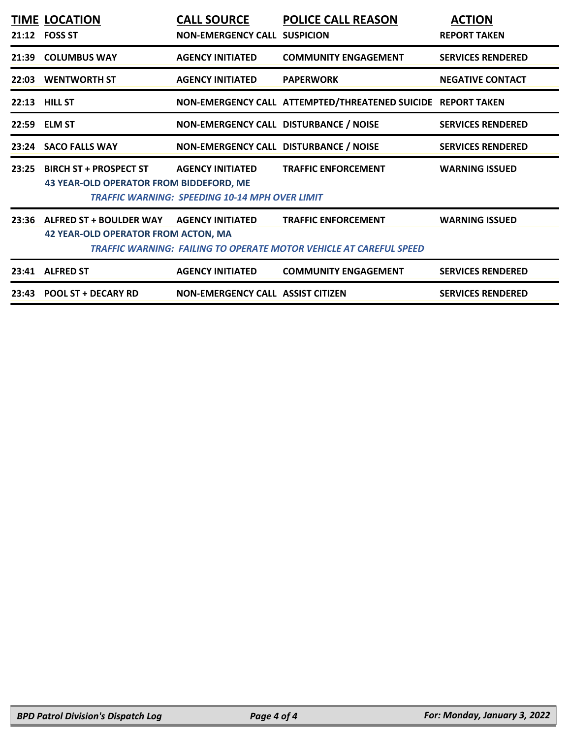| TIME | LOCATION | CALL SOURCE | POLICE CALL REASON | ACTION |
|---|---|---|---|---|
| 21:12 | FOSS ST | NON-EMERGENCY CALL | SUSPICION | REPORT TAKEN |
| 21:39 | COLUMBUS WAY | AGENCY INITIATED | COMMUNITY ENGAGEMENT | SERVICES RENDERED |
| 22:03 | WENTWORTH ST | AGENCY INITIATED | PAPERWORK | NEGATIVE CONTACT |
| 22:13 | HILL ST | NON-EMERGENCY CALL | ATTEMPTED/THREATENED SUICIDE | REPORT TAKEN |
| 22:59 | ELM ST | NON-EMERGENCY CALL | DISTURBANCE / NOISE | SERVICES RENDERED |
| 23:24 | SACO FALLS WAY | NON-EMERGENCY CALL | DISTURBANCE / NOISE | SERVICES RENDERED |
| 23:25 | BIRCH ST + PROSPECT ST | AGENCY INITIATED | TRAFFIC ENFORCEMENT | WARNING ISSUED |
| | 43 YEAR-OLD OPERATOR FROM BIDDEFORD, ME | | | |
| | *TRAFFIC WARNING: SPEEDING 10-14 MPH OVER LIMIT* | | | |
| 23:36 | ALFRED ST + BOULDER WAY | AGENCY INITIATED | TRAFFIC ENFORCEMENT | WARNING ISSUED |
| | 42 YEAR-OLD OPERATOR FROM ACTON, MA | | | |
| | *TRAFFIC WARNING: FAILING TO OPERATE MOTOR VEHICLE AT CAREFUL SPEED* | | | |
| 23:41 | ALFRED ST | AGENCY INITIATED | COMMUNITY ENGAGEMENT | SERVICES RENDERED |
| 23:43 | POOL ST + DECARY RD | NON-EMERGENCY CALL | ASSIST CITIZEN | SERVICES RENDERED |